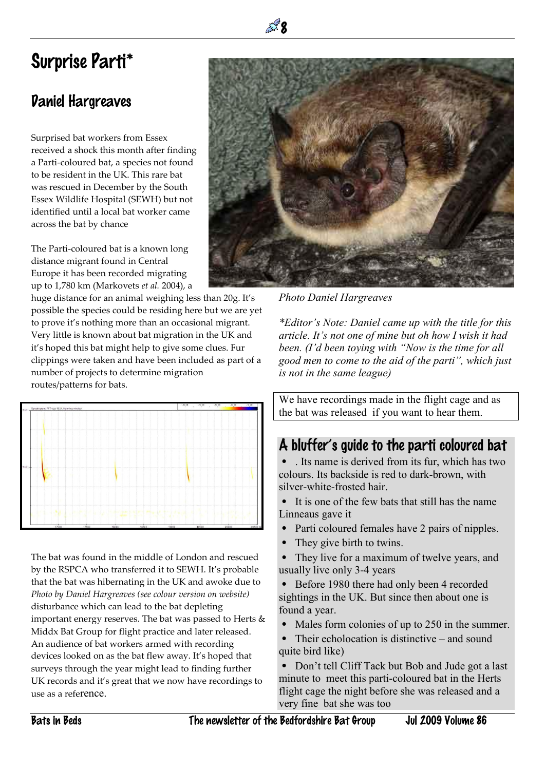# Surprise Parti*

## Daniel Hargreaves

Surprised bat workers from Essex received a shock this month after finding a Parti-coloured bat, a species not found to be resident in the UK. This rare bat was rescued in December by the South Essex Wildlife Hospital (SEWH) but not identified until a local bat worker came across the bat by chance

The Parti-coloured bat is a known long distance migrant found in Central Europe it has been recorded migrating up to 1,780 km (Markovets *et al.* 2004), a huge distance for an animal weighing less than 20g. It's possible the species could be residing here but we are yet to prove it's nothing more than an occasional migrant. Very little is known about bat migration in the UK and it's hoped this bat might help to give some clues. Fur clippings were taken and have been included as part of a number of projects to determine migration routes/patterns for bats.

The bat was found in the middle of London and rescued by the RSPCA who transferred it to SEWH. It's probable that the bat was hibernating in the UK and awoke due to disturbance which can lead to the bat depleting important energy reserves. The bat was passed to Herts & Middx Bat Group for flight practice and later released. An audience of bat workers armed with recording devices looked on as the bat flew away. It's hoped that surveys through the year might lead to finding further UK records and it's great that we now have recordings to use as a reference.

*Photo by Daniel Hargreaves (see colour version on website)*

*Photo Daniel Hargreaves*

**Editor's Note: Daniel came up with the title for this article. It's not one of mine but oh how I wish it had been. (I'd been toying with "Now is the time for all good men to come to the aid of the parti", which just is not in the same league)*

We have recordings made in the flight cage and as the bat was released if you want to hear them.

## A bluffer's guide to the parti coloured bat

- . Its name is derived from its fur, which has two colours. Its backside is red to dark-brown, with silver-white-frosted hair.
- It is one of the few bats that still has the name Linneaus gave it
- Parti coloured females have 2 pairs of nipples.
- They give birth to twins.
- They live for a maximum of twelve years, and usually live only 3-4 years
- Before 1980 there had only been 4 recorded sightings in the UK. But since then about one is found a year.
- Males form colonies of up to 250 in the summer.
- Their echolocation is distinctive – and sound quite bird like)
- Don't tell Cliff Tack but Bob and Jude got a last minute to meet this parti-coloured bat in the Herts flight cage the night before she was released and a very fine bat she was too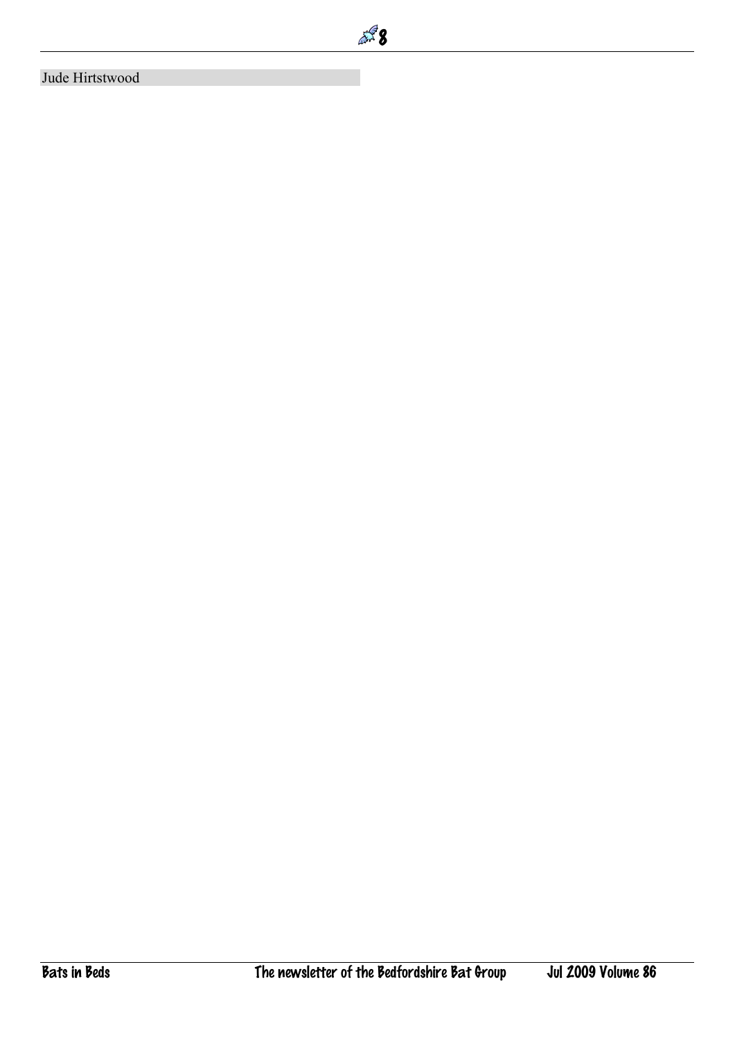Jude Hirtstwood